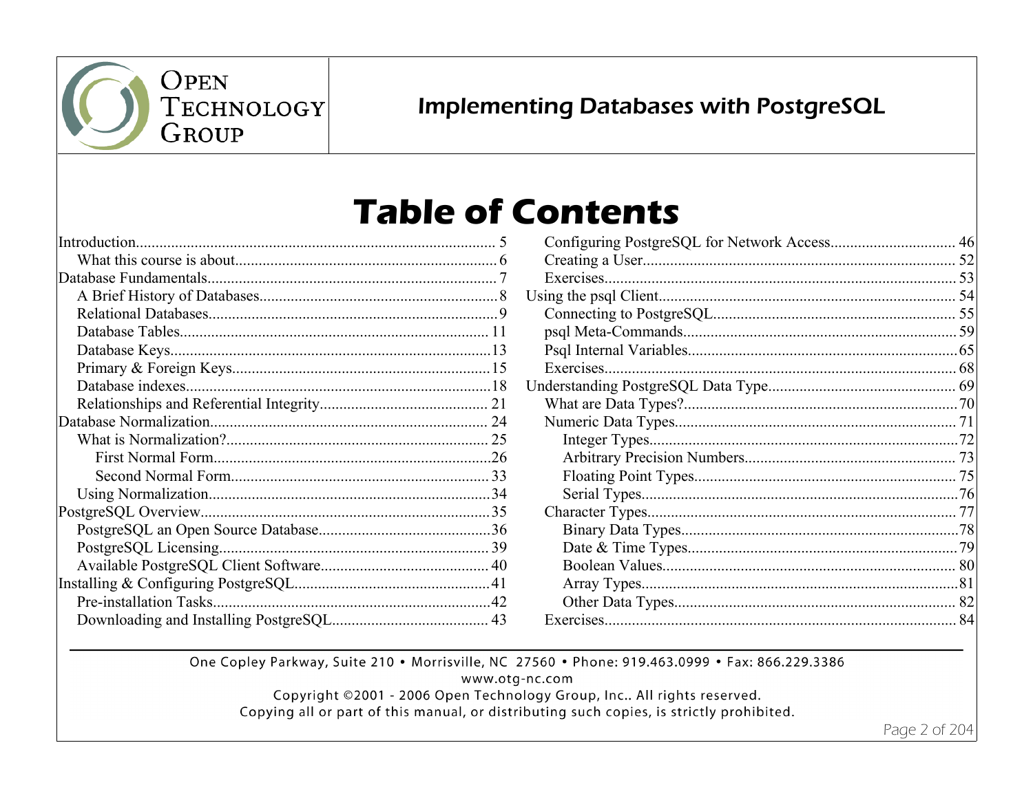# Implementing Databases with PostgreSQL

# Table of Contents

- Introduction 5
  - What this course is about 6
- Database Fundamentals 7
  - A Brief History of Databases 8
  - Relational Databases 9
  - Database Tables 11
  - Database Keys 13
  - Primary & Foreign Keys 15
  - Database indexes 18
  - Relationships and Referential Integrity 21
- Database Normalization 24
  - What is Normalization? 25
    - First Normal Form 26
    - Second Normal Form 33
  - Using Normalization 34
- PostgreSQL Overview 35
  - PostgreSQL an Open Source Database 36
  - PostgreSQL Licensing 39
  - Available PostgreSQL Client Software 40
- Installing & Configuring PostgreSQL 41
  - Pre-installation Tasks 42
  - Downloading and Installing PostgreSQL 43
  - Configuring PostgreSQL for Network Access 46
  - Creating a User 52
  - Exercises 53
- Using the psql Client 54
  - Connecting to PostgreSQL 55
  - psql Meta-Commands 59
  - Psql Internal Variables 65
  - Exercises 68
- Understanding PostgreSQL Data Type 69
  - What are Data Types? 70
  - Numeric Data Types 71
    - Integer Types 72
    - Arbitrary Precision Numbers 73
    - Floating Point Types 75
    - Serial Types 76
  - Character Types 77
    - Binary Data Types 78
    - Date & Time Types 79
    - Boolean Values 80
    - Array Types 81
    - Other Data Types 82
  - Exercises 84

One Copley Parkway, Suite 210 • Morrisville, NC 27560 • Phone: 919.463.0999 • Fax: 866.229.3386
www.otg-nc.com
Copyright ©2001 - 2006 Open Technology Group, Inc.. All rights reserved.
Copying all or part of this manual, or distributing such copies, is strictly prohibited.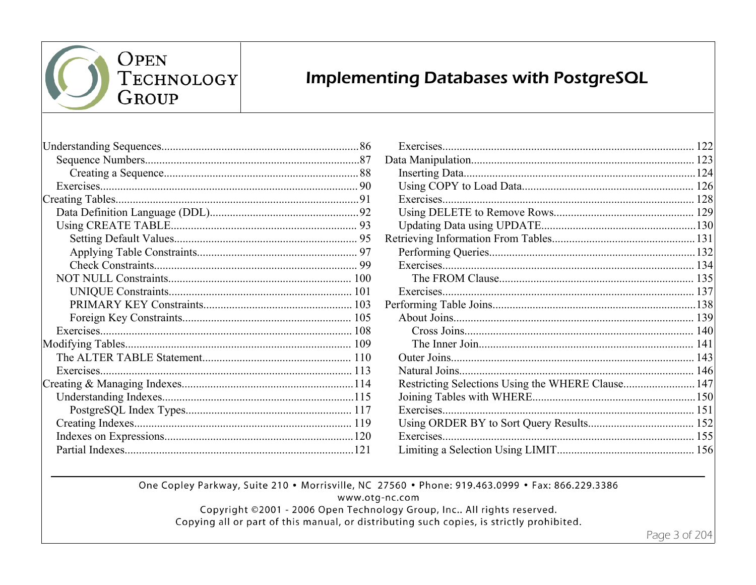- Understanding Sequences....86
  - Sequence Numbers....87
    - Creating a Sequence....88
  - Exercises....90
- Creating Tables....91
  - Data Definition Language (DDL)....92
  - Using CREATE TABLE....93
    - Setting Default Values....95
    - Applying Table Constraints....97
    - Check Constraints....99
  - NOT NULL Constraints....100
    - UNIQUE Constraints....101
    - PRIMARY KEY Constraints....103
    - Foreign Key Constraints....105
  - Exercises....108
- Modifying Tables....109
  - The ALTER TABLE Statement....110
  - Exercises....113
- Creating & Managing Indexes....114
  - Understanding Indexes....115
    - PostgreSQL Index Types....117
  - Creating Indexes....119
  - Indexes on Expressions....120
  - Partial Indexes....121
  - Exercises....122
- Data Manipulation....123
  - Inserting Data....124
  - Using COPY to Load Data....126
  - Exercises....128
  - Using DELETE to Remove Rows....129
  - Updating Data using UPDATE....130
- Retrieving Information From Tables....131
  - Performing Queries....132
  - Exercises....134
    - The FROM Clause....135
  - Exercises....137
- Performing Table Joins....138
  - About Joins....139
    - Cross Joins....140
    - The Inner Join....141
  - Outer Joins....143
  - Natural Joins....146
  - Restricting Selections Using the WHERE Clause....147
  - Joining Tables with WHERE....150
  - Exercises....151
  - Using ORDER BY to Sort Query Results....152
  - Exercises....155
  - Limiting a Selection Using LIMIT....156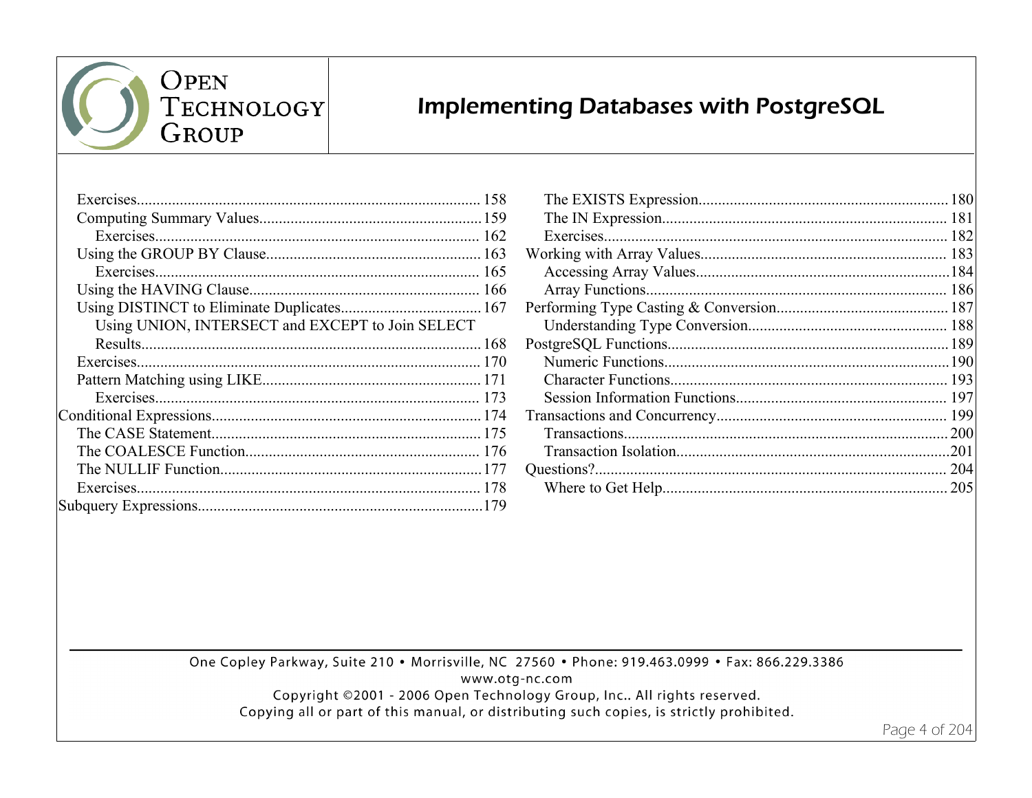- Exercises.......................................................................................158
- Computing Summary Values........................................................159
  - Exercises..................................................................................162
- Using the GROUP BY Clause.......................................................163
  - Exercises..................................................................................165
- Using the HAVING Clause...........................................................166
- Using DISTINCT to Eliminate Duplicates....................................167
  - Using UNION, INTERSECT and EXCEPT to Join SELECT Results.......................................................................................168
- Exercises.......................................................................................170
- Pattern Matching using LIKE........................................................171
  - Exercises..................................................................................173

Conditional Expressions....................................................................174

- The CASE Statement....................................................................175
- The COALESCE Function............................................................176
- The NULLIF Function..................................................................177
- Exercises.......................................................................................178

Subquery Expressions.........................................................................179

- The EXISTS Expression...............................................................180
- The IN Expression........................................................................181
- Exercises.......................................................................................182

Working with Array Values...............................................................183

- Accessing Array Values................................................................184
- Array Functions............................................................................186

Performing Type Casting & Conversion............................................187

- Understanding Type Conversion..................................................188

PostgreSQL Functions........................................................................189

- Numeric Functions........................................................................190
- Character Functions......................................................................193
- Session Information Functions.....................................................197

Transactions and Concurrency...........................................................199

- Transactions.................................................................................200
- Transaction Isolation.....................................................................201

Questions?..........................................................................................204

- Where to Get Help........................................................................205